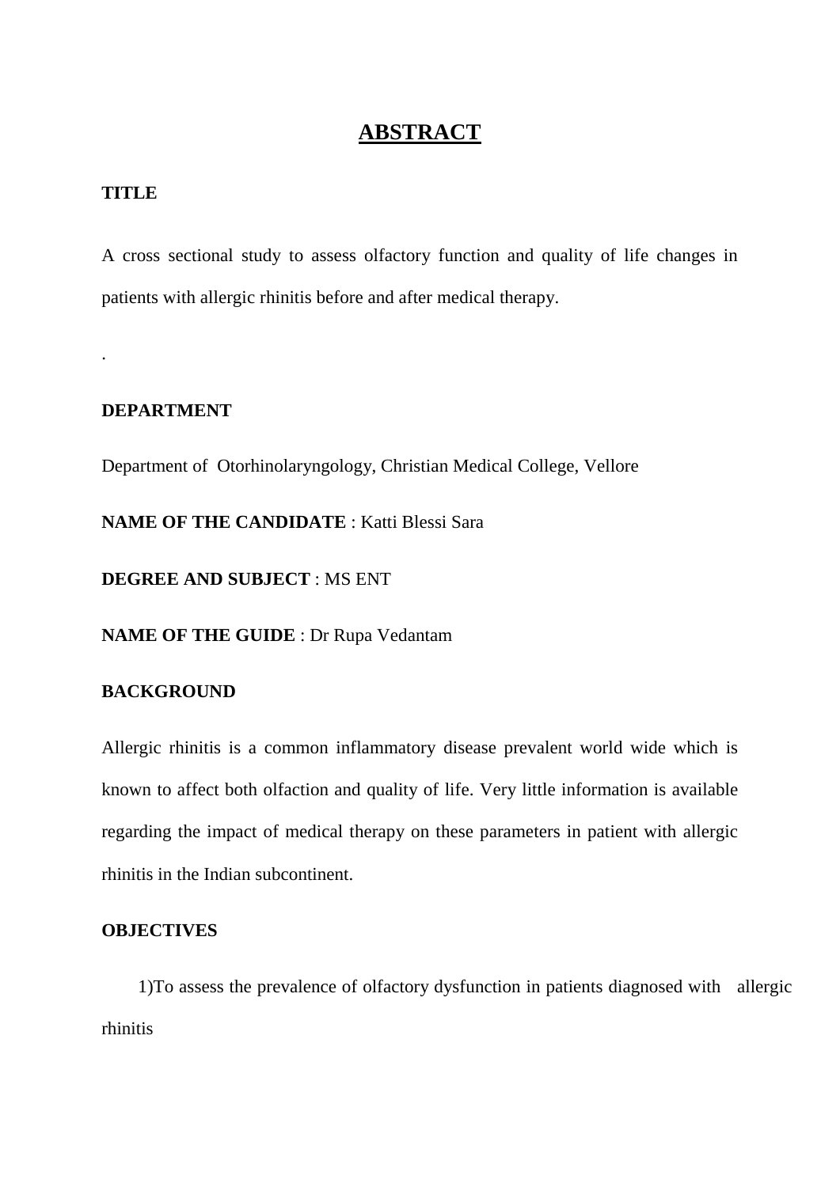# ABSTRACT

**TITLE**

A cross sectional study to assess olfactory function and quality of life changes in patients with allergic rhinitis before and after medical therapy.

.

**DEPARTMENT**

Department of Otorhinolaryngology, Christian Medical College, Vellore

**NAME OF THE CANDIDATE** : Katti Blessi Sara

**DEGREE AND SUBJECT** : MS ENT

**NAME OF THE GUIDE** : Dr Rupa Vedantam

**BACKGROUND**

Allergic rhinitis is a common inflammatory disease prevalent world wide which is known to affect both olfaction and quality of life. Very little information is available regarding the impact of medical therapy on these parameters in patient with allergic rhinitis in the Indian subcontinent.

**OBJECTIVES**

1)To assess the prevalence of olfactory dysfunction in patients diagnosed with allergic rhinitis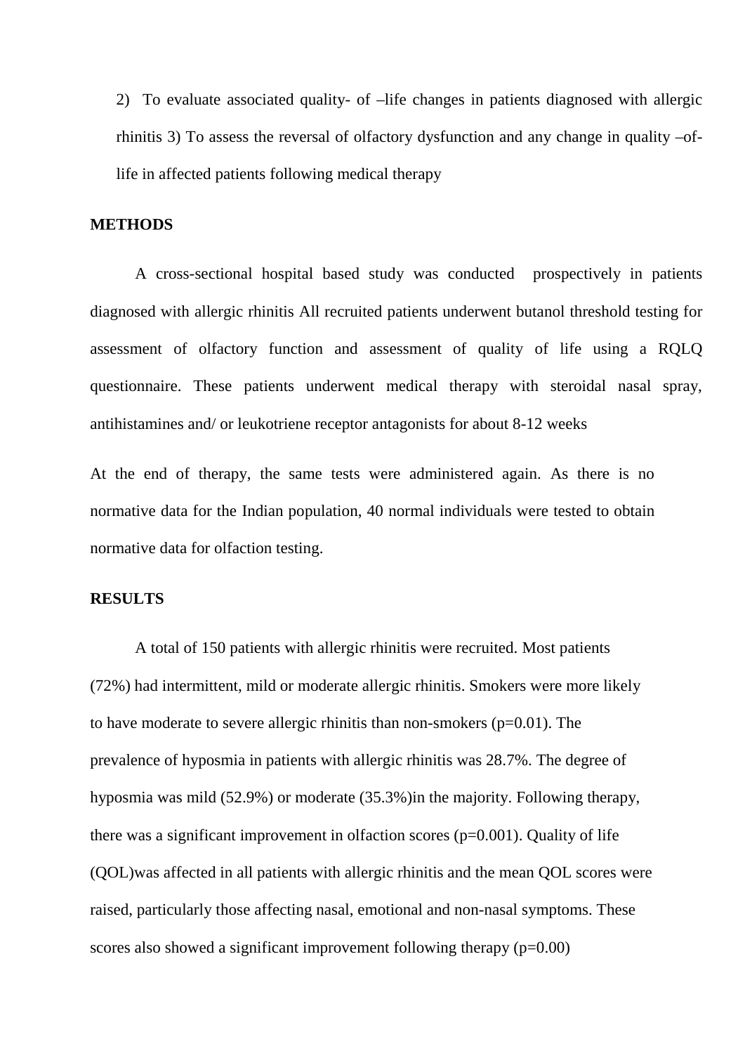2) To evaluate associated quality- of –life changes in patients diagnosed with allergic rhinitis 3) To assess the reversal of olfactory dysfunction and any change in quality –of- life in affected patients following medical therapy

**METHODS**

A cross-sectional hospital based study was conducted prospectively in patients diagnosed with allergic rhinitis All recruited patients underwent butanol threshold testing for assessment of olfactory function and assessment of quality of life using a RQLQ questionnaire. These patients underwent medical therapy with steroidal nasal spray, antihistamines and/ or leukotriene receptor antagonists for about 8-12 weeks

At the end of therapy, the same tests were administered again. As there is no normative data for the Indian population, 40 normal individuals were tested to obtain normative data for olfaction testing.

**RESULTS**

A total of 150 patients with allergic rhinitis were recruited. Most patients (72%) had intermittent, mild or moderate allergic rhinitis. Smokers were more likely to have moderate to severe allergic rhinitis than non-smokers ($p=0.01$). The prevalence of hyposmia in patients with allergic rhinitis was 28.7%. The degree of hyposmia was mild (52.9%) or moderate (35.3%)in the majority. Following therapy, there was a significant improvement in olfaction scores ($p=0.001$). Quality of life (QOL)was affected in all patients with allergic rhinitis and the mean QOL scores were raised, particularly those affecting nasal, emotional and non-nasal symptoms. These scores also showed a significant improvement following therapy ($p=0.00$)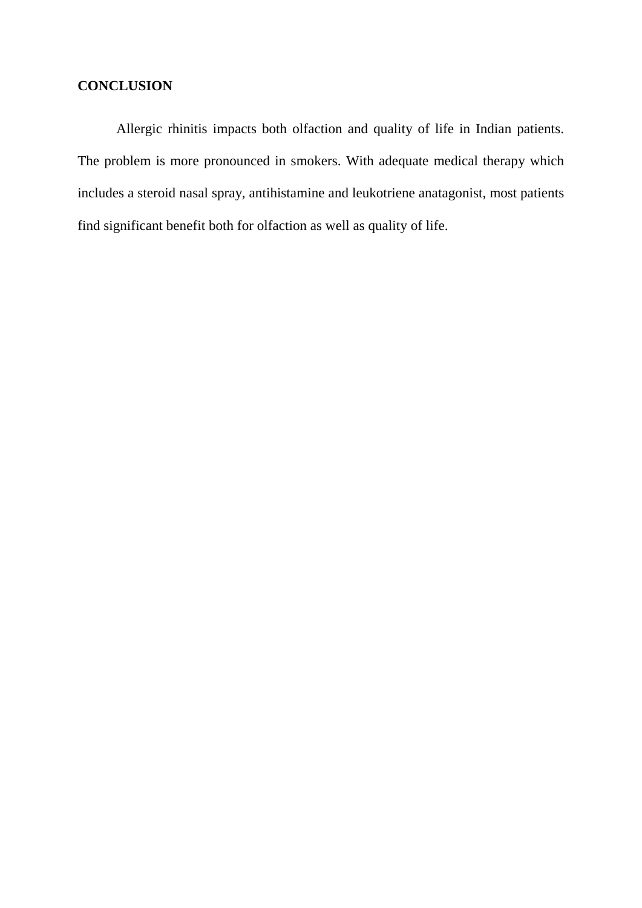## CONCLUSION

Allergic rhinitis impacts both olfaction and quality of life in Indian patients. The problem is more pronounced in smokers. With adequate medical therapy which includes a steroid nasal spray, antihistamine and leukotriene anatagonist, most patients find significant benefit both for olfaction as well as quality of life.